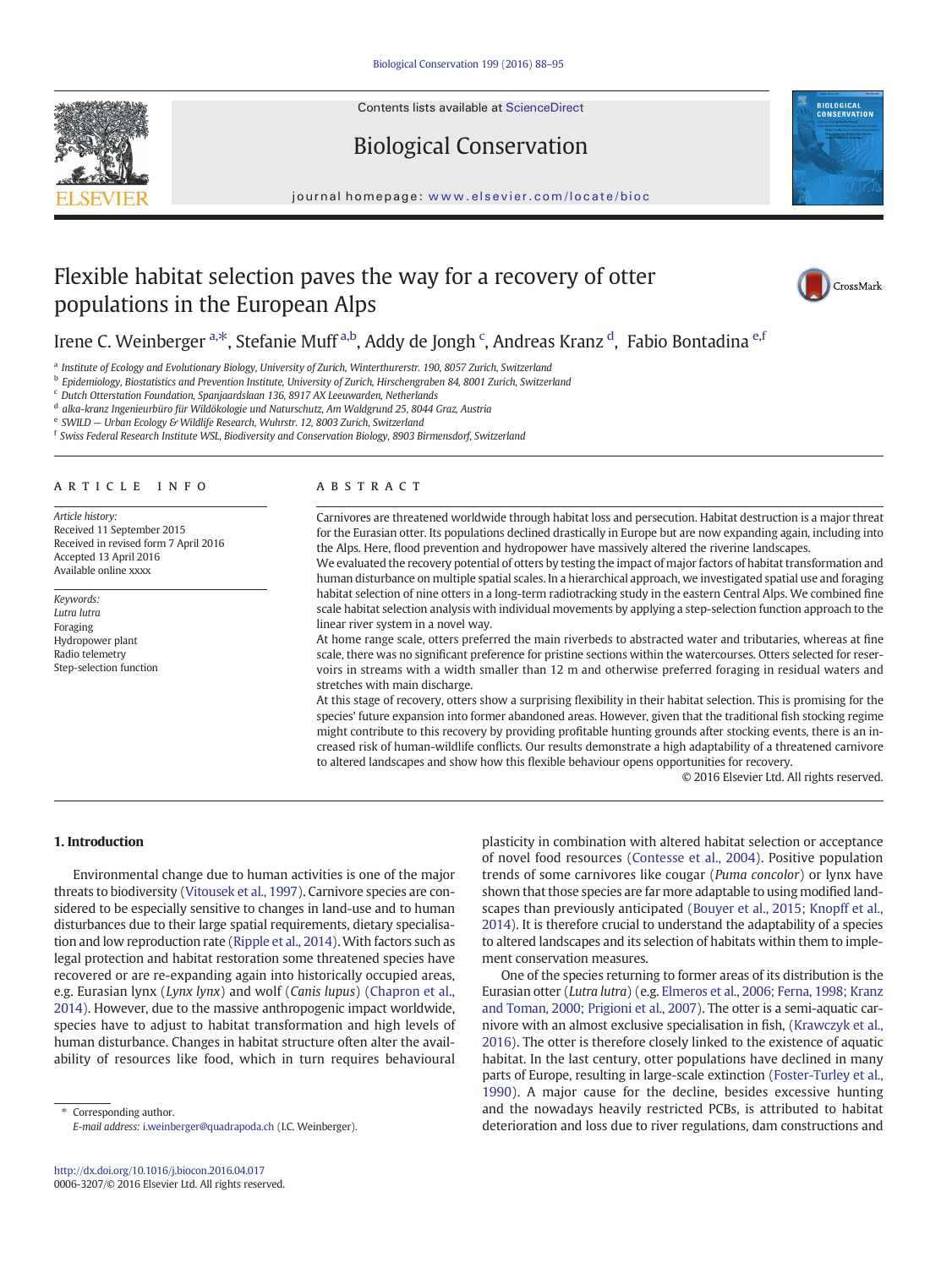Contents lists available at ScienceDirect

Biological Conservation

journal homepage: www.elsevier.com/locate/bioc

# Flexible habitat selection paves the way for a recovery of otter populations in the European Alps

Irene C. Weinberger [a,*], Stefanie Muff [a,b], Addy de Jongh [c], Andreas Kranz [d], Fabio Bontadina [e,f]

[a] Institute of Ecology and Evolutionary Biology, University of Zurich, Winterthurerstr. 190, 8057 Zurich, Switzerland
[b] Epidemiology, Biostatistics and Prevention Institute, University of Zurich, Hirschengraben 84, 8001 Zurich, Switzerland
[c] Dutch Otterstation Foundation, Spanjaardslaan 136, 8917 AX Leeuwarden, Netherlands
[d] alka-kranz Ingenieurbüro für Wildökologie und Naturschutz, Am Waldgrund 25, 8044 Graz, Austria
[e] SWILD — Urban Ecology & Wildlife Research, Wuhrstr. 12, 8003 Zurich, Switzerland
[f] Swiss Federal Research Institute WSL, Biodiversity and Conservation Biology, 8903 Birmensdorf, Switzerland

## ARTICLE INFO

*Article history:*
Received 11 September 2015
Received in revised form 7 April 2016
Accepted 13 April 2016
Available online xxxx

*Keywords:*
*Lutra lutra*
Foraging
Hydropower plant
Radio telemetry
Step-selection function

## ABSTRACT

Carnivores are threatened worldwide through habitat loss and persecution. Habitat destruction is a major threat for the Eurasian otter. Its populations declined drastically in Europe but are now expanding again, including into the Alps. Here, flood prevention and hydropower have massively altered the riverine landscapes.

We evaluated the recovery potential of otters by testing the impact of major factors of habitat transformation and human disturbance on multiple spatial scales. In a hierarchical approach, we investigated spatial use and foraging habitat selection of nine otters in a long-term radiotracking study in the eastern Central Alps. We combined fine scale habitat selection analysis with individual movements by applying a step-selection function approach to the linear river system in a novel way.

At home range scale, otters preferred the main riverbeds to abstracted water and tributaries, whereas at fine scale, there was no significant preference for pristine sections within the watercourses. Otters selected for reservoirs in streams with a width smaller than 12 m and otherwise preferred foraging in residual waters and stretches with main discharge.

At this stage of recovery, otters show a surprising flexibility in their habitat selection. This is promising for the species' future expansion into former abandoned areas. However, given that the traditional fish stocking regime might contribute to this recovery by providing profitable hunting grounds after stocking events, there is an increased risk of human-wildlife conflicts. Our results demonstrate a high adaptability of a threatened carnivore to altered landscapes and show how this flexible behaviour opens opportunities for recovery.

© 2016 Elsevier Ltd. All rights reserved.

## 1. Introduction

Environmental change due to human activities is one of the major threats to biodiversity (Vitousek et al., 1997). Carnivore species are considered to be especially sensitive to changes in land-use and to human disturbances due to their large spatial requirements, dietary specialisation and low reproduction rate (Ripple et al., 2014). With factors such as legal protection and habitat restoration some threatened species have recovered or are re-expanding again into historically occupied areas, e.g. Eurasian lynx (*Lynx lynx*) and wolf (*Canis lupus*) (Chapron et al., 2014). However, due to the massive anthropogenic impact worldwide, species have to adjust to habitat transformation and high levels of human disturbance. Changes in habitat structure often alter the availability of resources like food, which in turn requires behavioural plasticity in combination with altered habitat selection or acceptance of novel food resources (Contesse et al., 2004). Positive population trends of some carnivores like cougar (*Puma concolor*) or lynx have shown that those species are far more adaptable to using modified landscapes than previously anticipated (Bouyer et al., 2015; Knopff et al., 2014). It is therefore crucial to understand the adaptability of a species to altered landscapes and its selection of habitats within them to implement conservation measures.

One of the species returning to former areas of its distribution is the Eurasian otter (*Lutra lutra*) (e.g. Elmeros et al., 2006; Ferna, 1998; Kranz and Toman, 2000; Prigioni et al., 2007). The otter is a semi-aquatic carnivore with an almost exclusive specialisation in fish, (Krawczyk et al., 2016). The otter is therefore closely linked to the existence of aquatic habitat. In the last century, otter populations have declined in many parts of Europe, resulting in large-scale extinction (Foster-Turley et al., 1990). A major cause for the decline, besides excessive hunting and the nowadays heavily restricted PCBs, is attributed to habitat deterioration and loss due to river regulations, dam constructions and

* Corresponding author.
*E-mail address:* i.weinberger@quadrapoda.ch (I.C. Weinberger).

http://dx.doi.org/10.1016/j.biocon.2016.04.017
0006-3207/© 2016 Elsevier Ltd. All rights reserved.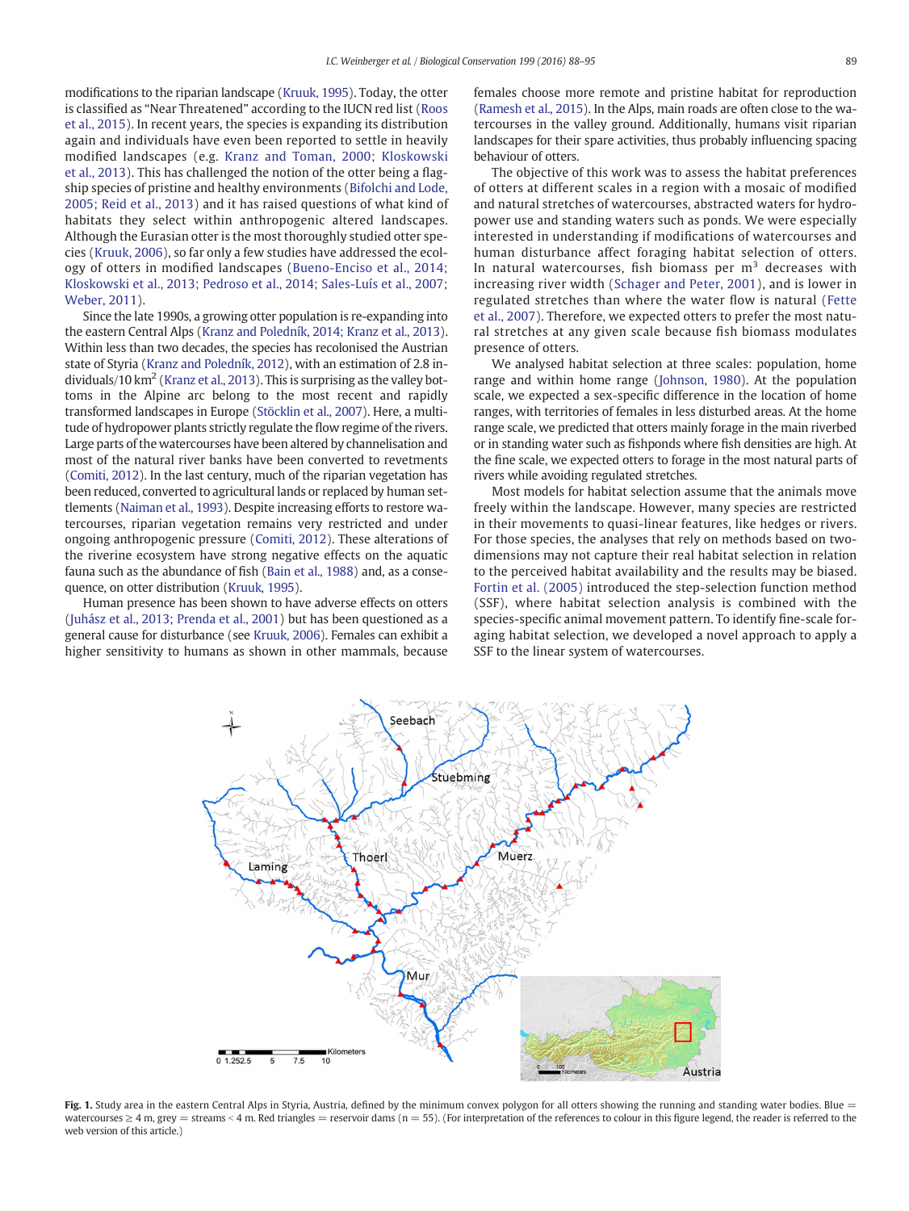modifications to the riparian landscape (Kruuk, 1995). Today, the otter is classified as "Near Threatened" according to the IUCN red list (Roos et al., 2015). In recent years, the species is expanding its distribution again and individuals have even been reported to settle in heavily modified landscapes (e.g. Kranz and Toman, 2000; Kloskowski et al., 2013). This has challenged the notion of the otter being a flagship species of pristine and healthy environments (Bifolchi and Lode, 2005; Reid et al., 2013) and it has raised questions of what kind of habitats they select within anthropogenic altered landscapes. Although the Eurasian otter is the most thoroughly studied otter species (Kruuk, 2006), so far only a few studies have addressed the ecology of otters in modified landscapes (Bueno-Enciso et al., 2014; Kloskowski et al., 2013; Pedroso et al., 2014; Sales-Luís et al., 2007; Weber, 2011).

Since the late 1990s, a growing otter population is re-expanding into the eastern Central Alps (Kranz and Poledník, 2014; Kranz et al., 2013). Within less than two decades, the species has recolonised the Austrian state of Styria (Kranz and Poledník, 2012), with an estimation of 2.8 individuals/10 km$^2$ (Kranz et al., 2013). This is surprising as the valley bottoms in the Alpine arc belong to the most recent and rapidly transformed landscapes in Europe (Stöcklin et al., 2007). Here, a multitude of hydropower plants strictly regulate the flow regime of the rivers. Large parts of the watercourses have been altered by channelisation and most of the natural river banks have been converted to revetments (Comiti, 2012). In the last century, much of the riparian vegetation has been reduced, converted to agricultural lands or replaced by human settlements (Naiman et al., 1993). Despite increasing efforts to restore watercourses, riparian vegetation remains very restricted and under ongoing anthropogenic pressure (Comiti, 2012). These alterations of the riverine ecosystem have strong negative effects on the aquatic fauna such as the abundance of fish (Bain et al., 1988) and, as a consequence, on otter distribution (Kruuk, 1995).

Human presence has been shown to have adverse effects on otters (Juhász et al., 2013; Prenda et al., 2001) but has been questioned as a general cause for disturbance (see Kruuk, 2006). Females can exhibit a higher sensitivity to humans as shown in other mammals, because females choose more remote and pristine habitat for reproduction (Ramesh et al., 2015). In the Alps, main roads are often close to the watercourses in the valley ground. Additionally, humans visit riparian landscapes for their spare activities, thus probably influencing spacing behaviour of otters.

The objective of this work was to assess the habitat preferences of otters at different scales in a region with a mosaic of modified and natural stretches of watercourses, abstracted waters for hydropower use and standing waters such as ponds. We were especially interested in understanding if modifications of watercourses and human disturbance affect foraging habitat selection of otters. In natural watercourses, fish biomass per m$^3$ decreases with increasing river width (Schager and Peter, 2001), and is lower in regulated stretches than where the water flow is natural (Fette et al., 2007). Therefore, we expected otters to prefer the most natural stretches at any given scale because fish biomass modulates presence of otters.

We analysed habitat selection at three scales: population, home range and within home range (Johnson, 1980). At the population scale, we expected a sex-specific difference in the location of home ranges, with territories of females in less disturbed areas. At the home range scale, we predicted that otters mainly forage in the main riverbed or in standing water such as fishponds where fish densities are high. At the fine scale, we expected otters to forage in the most natural parts of rivers while avoiding regulated stretches.

Most models for habitat selection assume that the animals move freely within the landscape. However, many species are restricted in their movements to quasi-linear features, like hedges or rivers. For those species, the analyses that rely on methods based on two-dimensions may not capture their real habitat selection in relation to the perceived habitat availability and the results may be biased. Fortin et al. (2005) introduced the step-selection function method (SSF), where habitat selection analysis is combined with the species-specific animal movement pattern. To identify fine-scale foraging habitat selection, we developed a novel approach to apply a SSF to the linear system of watercourses.

**Fig. 1.** Study area in the eastern Central Alps in Styria, Austria, defined by the minimum convex polygon for all otters showing the running and standing water bodies. Blue = watercourses ≥ 4 m, grey = streams < 4 m. Red triangles = reservoir dams (n = 55). (For interpretation of the references to colour in this figure legend, the reader is referred to the web version of this article.)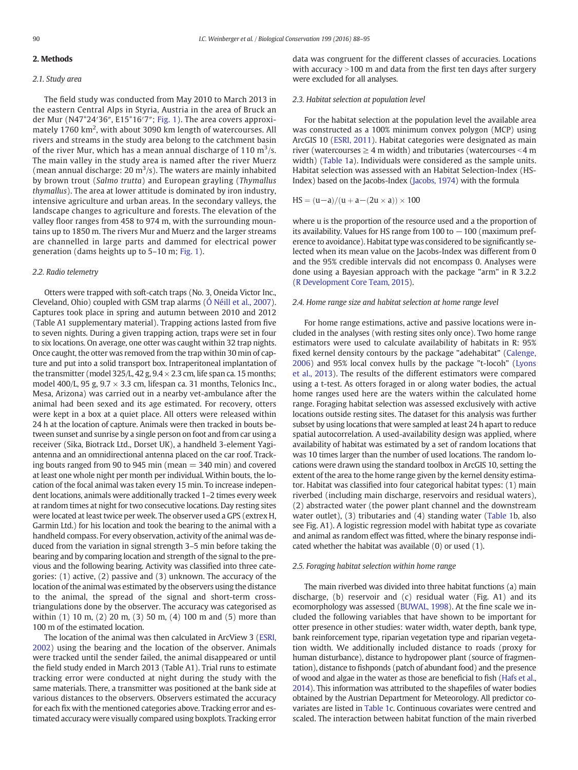## 2. Methods

### 2.1. Study area

The field study was conducted from May 2010 to March 2013 in the eastern Central Alps in Styria, Austria in the area of Bruck an der Mur (N47°24′36″, E15°16′7″; Fig. 1). The area covers approximately 1760 km$^2$, with about 3090 km length of watercourses. All rivers and streams in the study area belong to the catchment basin of the river Mur, which has a mean annual discharge of 110 m$^3$/s. The main valley in the study area is named after the river Muerz (mean annual discharge: 20 m$^3$/s). The waters are mainly inhabited by brown trout (*Salmo trutta*) and European grayling (*Thymallus thymallus*). The area at lower attitude is dominated by iron industry, intensive agriculture and urban areas. In the secondary valleys, the landscape changes to agriculture and forests. The elevation of the valley floor ranges from 458 to 974 m, with the surrounding mountains up to 1850 m. The rivers Mur and Muerz and the larger streams are channelled in large parts and dammed for electrical power generation (dams heights up to 5–10 m; Fig. 1).

### 2.2. Radio telemetry

Otters were trapped with soft-catch traps (No. 3, Oneida Victor Inc., Cleveland, Ohio) coupled with GSM trap alarms (Ó Néill et al., 2007). Captures took place in spring and autumn between 2010 and 2012 (Table A1 supplementary material). Trapping actions lasted from five to seven nights. During a given trapping action, traps were set in four to six locations. On average, one otter was caught within 32 trap nights. Once caught, the otter was removed from the trap within 30 min of capture and put into a solid transport box. Intraperitoneal implantation of the transmitter (model 325/L, 42 g, 9.4 × 2.3 cm, life span ca. 15 months; model 400/L, 95 g, 9.7 × 3.3 cm, lifespan ca. 31 months, Telonics Inc., Mesa, Arizona) was carried out in a nearby vet-ambulance after the animal had been sexed and its age estimated. For recovery, otters were kept in a box at a quiet place. All otters were released within 24 h at the location of capture. Animals were then tracked in bouts between sunset and sunrise by a single person on foot and from car using a receiver (Sika, Biotrack Ltd., Dorset UK), a handheld 3-element Yagi-antenna and an omnidirectional antenna placed on the car roof. Tracking bouts ranged from 90 to 945 min (mean = 340 min) and covered at least one whole night per month per individual. Within bouts, the location of the focal animal was taken every 15 min. To increase independent locations, animals were additionally tracked 1–2 times every week at random times at night for two consecutive locations. Day resting sites were located at least twice per week. The observer used a GPS (extrex H, Garmin Ltd.) for his location and took the bearing to the animal with a handheld compass. For every observation, activity of the animal was deduced from the variation in signal strength 3–5 min before taking the bearing and by comparing location and strength of the signal to the previous and the following bearing. Activity was classified into three categories: (1) active, (2) passive and (3) unknown. The accuracy of the location of the animal was estimated by the observers using the distance to the animal, the spread of the signal and short-term cross-triangulations done by the observer. The accuracy was categorised as within (1) 10 m, (2) 20 m, (3) 50 m, (4) 100 m and (5) more than 100 m of the estimated location.

The location of the animal was then calculated in ArcView 3 (ESRI, 2002) using the bearing and the location of the observer. Animals were tracked until the sender failed, the animal disappeared or until the field study ended in March 2013 (Table A1). Trial runs to estimate tracking error were conducted at night during the study with the same materials. There, a transmitter was positioned at the bank side at various distances to the observers. Observers estimated the accuracy for each fix with the mentioned categories above. Tracking error and estimated accuracy were visually compared using boxplots. Tracking error data was congruent for the different classes of accuracies. Locations with accuracy >100 m and data from the first ten days after surgery were excluded for all analyses.

### 2.3. Habitat selection at population level

For the habitat selection at the population level the available area was constructed as a 100% minimum convex polygon (MCP) using ArcGIS 10 (ESRI, 2011). Habitat categories were designated as main river (watercourses ≥ 4 m width) and tributaries (watercourses <4 m width) (Table 1a). Individuals were considered as the sample units. Habitat selection was assessed with an Habitat Selection-Index (HS-Index) based on the Jacobs-Index (Jacobs, 1974) with the formula

$$HS = (u - a)/(u + a - (2u \times a)) \times 100$$

where u is the proportion of the resource used and a the proportion of its availability. Values for HS range from 100 to −100 (maximum preference to avoidance). Habitat type was considered to be significantly selected when its mean value on the Jacobs-Index was different from 0 and the 95% credible intervals did not encompass 0. Analyses were done using a Bayesian approach with the package "arm" in R 3.2.2 (R Development Core Team, 2015).

### 2.4. Home range size and habitat selection at home range level

For home range estimations, active and passive locations were included in the analyses (with resting sites only once). Two home range estimators were used to calculate availability of habitats in R: 95% fixed kernel density contours by the package "adehabitat" (Calenge, 2006) and 95% local convex hulls by the package "t-locoh" (Lyons et al., 2013). The results of the different estimators were compared using a t-test. As otters foraged in or along water bodies, the actual home ranges used here are the waters within the calculated home range. Foraging habitat selection was assessed exclusively with active locations outside resting sites. The dataset for this analysis was further subset by using locations that were sampled at least 24 h apart to reduce spatial autocorrelation. A used-availability design was applied, where availability of habitat was estimated by a set of random locations that was 10 times larger than the number of used locations. The random locations were drawn using the standard toolbox in ArcGIS 10, setting the extent of the area to the home range given by the kernel density estimator. Habitat was classified into four categorical habitat types: (1) main riverbed (including main discharge, reservoirs and residual waters), (2) abstracted water (the power plant channel and the downstream water outlet), (3) tributaries and (4) standing water (Table 1b, also see Fig. A1). A logistic regression model with habitat type as covariate and animal as random effect was fitted, where the binary response indicated whether the habitat was available (0) or used (1).

### 2.5. Foraging habitat selection within home range

The main riverbed was divided into three habitat functions (a) main discharge, (b) reservoir and (c) residual water (Fig. A1) and its ecomorphology was assessed (BUWAL, 1998). At the fine scale we included the following variables that have shown to be important for otter presence in other studies: water width, water depth, bank type, bank reinforcement type, riparian vegetation type and riparian vegetation width. We additionally included distance to roads (proxy for human disturbance), distance to hydropower plant (source of fragmentation), distance to fishponds (patch of abundant food) and the presence of wood and algae in the water as those are beneficial to fish (Hafs et al., 2014). This information was attributed to the shapefiles of water bodies obtained by the Austrian Department for Meteorology. All predictor covariates are listed in Table 1c. Continuous covariates were centred and scaled. The interaction between habitat function of the main riverbed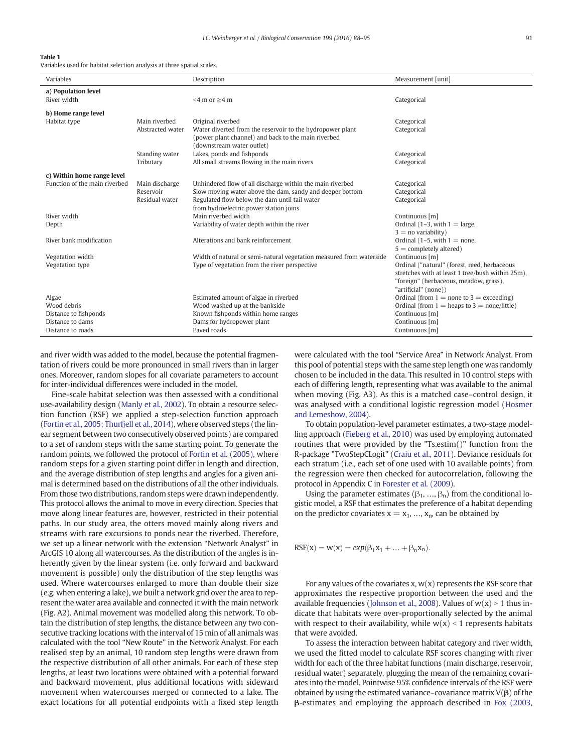**Table 1**
Variables used for habitat selection analysis at three spatial scales.

| Variables | | Description | Measurement [unit] |
|---|---|---|---|
| **a) Population level** | | | |
| River width | | <4 m or ≥4 m | Categorical |
| **b) Home range level** | | | |
| Habitat type | Main riverbed | Original riverbed | Categorical |
| | Abstracted water | Water diverted from the reservoir to the hydropower plant (power plant channel) and back to the main riverbed (downstream water outlet) | Categorical |
| | Standing water | Lakes, ponds and fishponds | Categorical |
| | Tributary | All small streams flowing in the main rivers | Categorical |
| **c) Within home range level** | | | |
| Function of the main riverbed | Main discharge | Unhindered flow of all discharge within the main riverbed | Categorical |
| | Reservoir | Slow moving water above the dam, sandy and deeper bottom | Categorical |
| | Residual water | Regulated flow below the dam until tail water from hydroelectric power station joins | Categorical |
| River width | | Main riverbed width | Continuous [m] |
| Depth | | Variability of water depth within the river | Ordinal (1–3, with 1 = large, 3 = no variability) |
| River bank modification | | Alterations and bank reinforcement | Ordinal (1–5, with 1 = none, 5 = completely altered) |
| Vegetation width | | Width of natural or semi-natural vegetation measured from waterside | Continuous [m] |
| Vegetation type | | Type of vegetation from the river perspective | Ordinal ("natural" (forest, reed, herbaceous stretches with at least 1 tree/bush within 25m), "foreign" (herbaceous, meadow, grass), "artificial" (none)) |
| Algae | | Estimated amount of algae in riverbed | Ordinal (from 1 = none to 3 = exceeding) |
| Wood debris | | Wood washed up at the bankside | Ordinal (from 1 = heaps to 3 = none/little) |
| Distance to fishponds | | Known fishponds within home ranges | Continuous [m] |
| Distance to dams | | Dams for hydropower plant | Continuous [m] |
| Distance to roads | | Paved roads | Continuous [m] |

and river width was added to the model, because the potential fragmentation of rivers could be more pronounced in small rivers than in larger ones. Moreover, random slopes for all covariate parameters to account for inter-individual differences were included in the model.

Fine-scale habitat selection was then assessed with a conditional use-availability design (Manly et al., 2002). To obtain a resource selection function (RSF) we applied a step-selection function approach (Fortin et al., 2005; Thurfjell et al., 2014), where observed steps (the linear segment between two consecutively observed points) are compared to a set of random steps with the same starting point. To generate the random points, we followed the protocol of Fortin et al. (2005), where random steps for a given starting point differ in length and direction, and the average distribution of step lengths and angles for a given animal is determined based on the distributions of all the other individuals. From those two distributions, random steps were drawn independently. This protocol allows the animal to move in every direction. Species that move along linear features are, however, restricted in their potential paths. In our study area, the otters moved mainly along rivers and streams with rare excursions to ponds near the riverbed. Therefore, we set up a linear network with the extension "Network Analyst" in ArcGIS 10 along all watercourses. As the distribution of the angles is inherently given by the linear system (i.e. only forward and backward movement is possible) only the distribution of the step lengths was used. Where watercourses enlarged to more than double their size (e.g. when entering a lake), we built a network grid over the area to represent the water area available and connected it with the main network (Fig. A2). Animal movement was modelled along this network. To obtain the distribution of step lengths, the distance between any two consecutive tracking locations with the interval of 15 min of all animals was calculated with the tool "New Route" in the Network Analyst. For each realised step by an animal, 10 random step lengths were drawn from the respective distribution of all other animals. For each of these step lengths, at least two locations were obtained with a potential forward and backward movement, plus additional locations with sideward movement when watercourses merged or connected to a lake. The exact locations for all potential endpoints with a fixed step length were calculated with the tool "Service Area" in Network Analyst. From this pool of potential steps with the same step length one was randomly chosen to be included in the data. This resulted in 10 control steps with each of differing length, representing what was available to the animal when moving (Fig. A3). As this is a matched case–control design, it was analysed with a conditional logistic regression model (Hosmer and Lemeshow, 2004).

To obtain population-level parameter estimates, a two-stage modelling approach (Fieberg et al., 2010) was used by employing automated routines that were provided by the "Ts.estim()" function from the R-package "TwoStepCLogit" (Craiu et al., 2011). Deviance residuals for each stratum (i.e., each set of one used with 10 available points) from the regression were then checked for autocorrelation, following the protocol in Appendix C in Forester et al. (2009).

Using the parameter estimates ($\beta_1, \ldots, \beta_n$) from the conditional logistic model, a RSF that estimates the preference of a habitat depending on the predictor covariates $x = x_1, \ldots, x_n$, can be obtained by

$$\mathrm{RSF}(x) = w(x) = exp(\beta_1 x_1 + \ldots + \beta_n x_n).$$

For any values of the covariates x, w(x) represents the RSF score that approximates the respective proportion between the used and the available frequencies (Johnson et al., 2008). Values of $w(x) > 1$ thus indicate that habitats were over-proportionally selected by the animal with respect to their availability, while $w(x) < 1$ represents habitats that were avoided.

To assess the interaction between habitat category and river width, we used the fitted model to calculate RSF scores changing with river width for each of the three habitat functions (main discharge, reservoir, residual water) separately, plugging the mean of the remaining covariates into the model. Pointwise 95% confidence intervals of the RSF were obtained by using the estimated variance–covariance matrix $V(\boldsymbol{\beta})$ of the $\boldsymbol{\beta}$-estimates and employing the approach described in Fox (2003,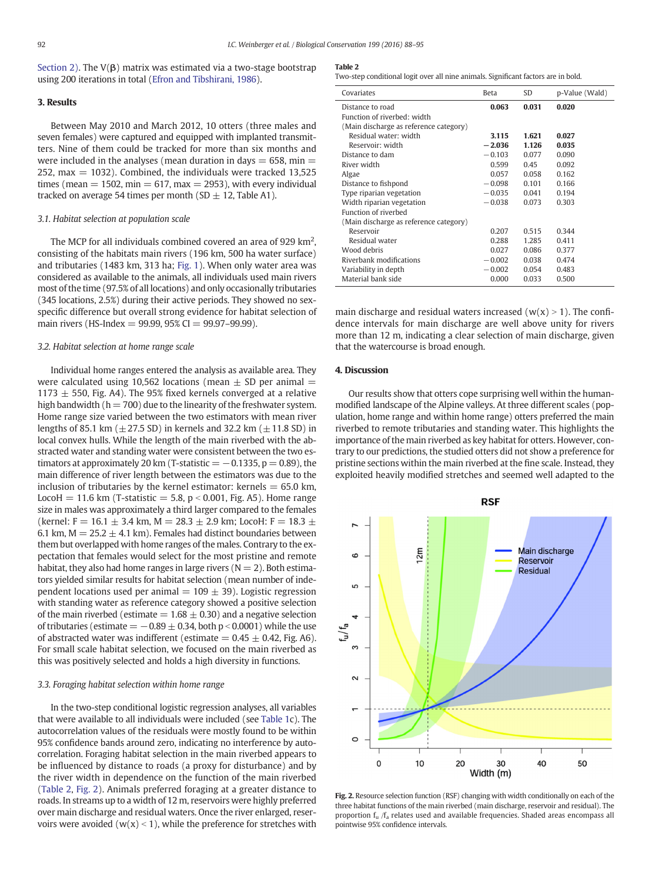Section 2). The V(β) matrix was estimated via a two-stage bootstrap using 200 iterations in total (Efron and Tibshirani, 1986).

## 3. Results

Between May 2010 and March 2012, 10 otters (three males and seven females) were captured and equipped with implanted transmitters. Nine of them could be tracked for more than six months and were included in the analyses (mean duration in days = 658, min = 252, max = 1032). Combined, the individuals were tracked 13,525 times (mean = 1502, min = 617, max = 2953), with every individual tracked on average 54 times per month (SD ± 12, Table A1).

### 3.1. Habitat selection at population scale

The MCP for all individuals combined covered an area of 929 $km^2$, consisting of the habitats main rivers (196 km, 500 ha water surface) and tributaries (1483 km, 313 ha; Fig. 1). When only water area was considered as available to the animals, all individuals used main rivers most of the time (97.5% of all locations) and only occasionally tributaries (345 locations, 2.5%) during their active periods. They showed no sex-specific difference but overall strong evidence for habitat selection of main rivers (HS-Index = 99.99, 95% CI = 99.97–99.99).

### 3.2. Habitat selection at home range scale

Individual home ranges entered the analysis as available area. They were calculated using 10,562 locations (mean ± SD per animal = 1173 ± 550, Fig. A4). The 95% fixed kernels converged at a relative high bandwidth (h = 700) due to the linearity of the freshwater system. Home range size varied between the two estimators with mean river lengths of 85.1 km (±27.5 SD) in kernels and 32.2 km (±11.8 SD) in local convex hulls. While the length of the main riverbed with the abstracted water and standing water were consistent between the two estimators at approximately 20 km (T-statistic = −0.1335, p = 0.89), the main difference of river length between the estimators was due to the inclusion of tributaries by the kernel estimator: kernels = 65.0 km, LocoH = 11.6 km (T-statistic = 5.8, p < 0.001, Fig. A5). Home range size in males was approximately a third larger compared to the females (kernel: F = 16.1 ± 3.4 km, M = 28.3 ± 2.9 km; LocoH: F = 18.3 ± 6.1 km, M = 25.2 ± 4.1 km). Females had distinct boundaries between them but overlapped with home ranges of the males. Contrary to the expectation that females would select for the most pristine and remote habitat, they also had home ranges in large rivers (N = 2). Both estimators yielded similar results for habitat selection (mean number of independent locations used per animal = 109 ± 39). Logistic regression with standing water as reference category showed a positive selection of the main riverbed (estimate = 1.68 ± 0.30) and a negative selection of tributaries (estimate = −0.89 ± 0.34, both p < 0.0001) while the use of abstracted water was indifferent (estimate = 0.45 ± 0.42, Fig. A6). For small scale habitat selection, we focused on the main riverbed as this was positively selected and holds a high diversity in functions.

### 3.3. Foraging habitat selection within home range

In the two-step conditional logistic regression analyses, all variables that were available to all individuals were included (see Table 1c). The autocorrelation values of the residuals were mostly found to be within 95% confidence bands around zero, indicating no interference by autocorrelation. Foraging habitat selection in the main riverbed appears to be influenced by distance to roads (a proxy for disturbance) and by the river width in dependence on the function of the main riverbed (Table 2, Fig. 2). Animals preferred foraging at a greater distance to roads. In streams up to a width of 12 m, reservoirs were highly preferred over main discharge and residual waters. Once the river enlarged, reservoirs were avoided (w(x) < 1), while the preference for stretches with main discharge and residual waters increased (w(x) > 1). The confidence intervals for main discharge are well above unity for rivers more than 12 m, indicating a clear selection of main discharge, given that the watercourse is broad enough.

**Table 2**
Two-step conditional logit over all nine animals. Significant factors are in bold.

| Covariates | Beta | SD | p-Value (Wald) |
|---|---|---|---|
| Distance to road | **0.063** | **0.031** | **0.020** |
| Function of riverbed: width | | | |
| (Main discharge as reference category) | | | |
| Residual water: width | **3.115** | **1.621** | **0.027** |
| Reservoir: width | **−2.036** | **1.126** | **0.035** |
| Distance to dam | −0.103 | 0.077 | 0.090 |
| River width | 0.599 | 0.45 | 0.092 |
| Algae | 0.057 | 0.058 | 0.162 |
| Distance to fishpond | −0.098 | 0.101 | 0.166 |
| Type riparian vegetation | −0.035 | 0.041 | 0.194 |
| Width riparian vegetation | −0.038 | 0.073 | 0.303 |
| Function of riverbed | | | |
| (Main discharge as reference category) | | | |
| Reservoir | 0.207 | 0.515 | 0.344 |
| Residual water | 0.288 | 1.285 | 0.411 |
| Wood debris | 0.027 | 0.086 | 0.377 |
| Riverbank modifications | −0.002 | 0.038 | 0.474 |
| Variability in depth | −0.002 | 0.054 | 0.483 |
| Material bank side | 0.000 | 0.033 | 0.500 |

## 4. Discussion

Our results show that otters cope surprising well within the human-modified landscape of the Alpine valleys. At three different scales (population, home range and within home range) otters preferred the main riverbed to remote tributaries and standing water. This highlights the importance of the main riverbed as key habitat for otters. However, contrary to our predictions, the studied otters did not show a preference for pristine sections within the main riverbed at the fine scale. Instead, they exploited heavily modified stretches and seemed well adapted to the

**Fig. 2.** Resource selection function (RSF) changing with width conditionally on each of the three habitat functions of the main riverbed (main discharge, reservoir and residual). The proportion $f_u/f_a$ relates used and available frequencies. Shaded areas encompass all pointwise 95% confidence intervals.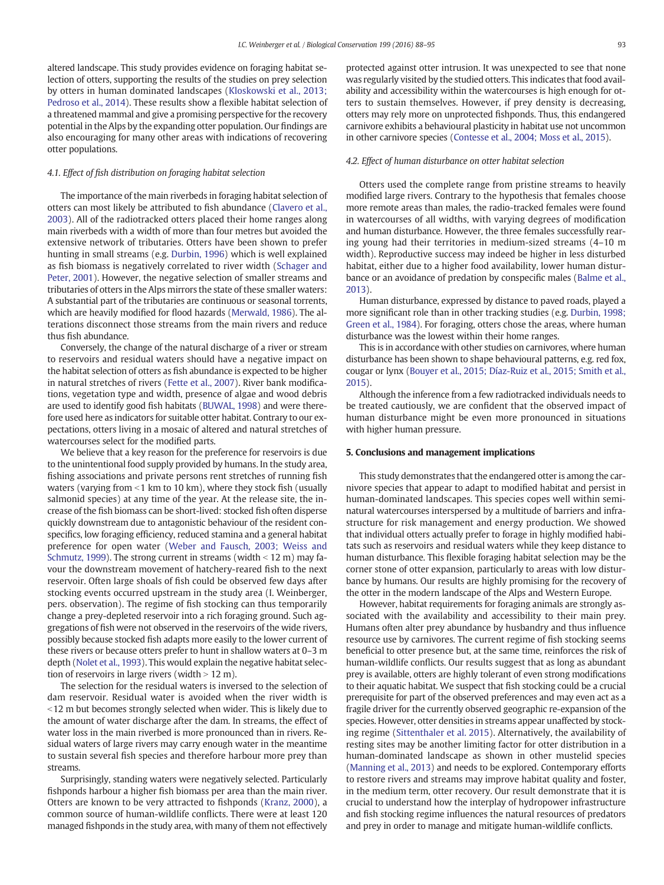altered landscape. This study provides evidence on foraging habitat selection of otters, supporting the results of the studies on prey selection by otters in human dominated landscapes (Kloskowski et al., 2013; Pedroso et al., 2014). These results show a flexible habitat selection of a threatened mammal and give a promising perspective for the recovery potential in the Alps by the expanding otter population. Our findings are also encouraging for many other areas with indications of recovering otter populations.

### 4.1. Effect of fish distribution on foraging habitat selection

The importance of the main riverbeds in foraging habitat selection of otters can most likely be attributed to fish abundance (Clavero et al., 2003). All of the radiotracked otters placed their home ranges along main riverbeds with a width of more than four metres but avoided the extensive network of tributaries. Otters have been shown to prefer hunting in small streams (e.g. Durbin, 1996) which is well explained as fish biomass is negatively correlated to river width (Schager and Peter, 2001). However, the negative selection of smaller streams and tributaries of otters in the Alps mirrors the state of these smaller waters: A substantial part of the tributaries are continuous or seasonal torrents, which are heavily modified for flood hazards (Merwald, 1986). The alterations disconnect those streams from the main rivers and reduce thus fish abundance.

Conversely, the change of the natural discharge of a river or stream to reservoirs and residual waters should have a negative impact on the habitat selection of otters as fish abundance is expected to be higher in natural stretches of rivers (Fette et al., 2007). River bank modifications, vegetation type and width, presence of algae and wood debris are used to identify good fish habitats (BUWAL, 1998) and were therefore used here as indicators for suitable otter habitat. Contrary to our expectations, otters living in a mosaic of altered and natural stretches of watercourses select for the modified parts.

We believe that a key reason for the preference for reservoirs is due to the unintentional food supply provided by humans. In the study area, fishing associations and private persons rent stretches of running fish waters (varying from <1 km to 10 km), where they stock fish (usually salmonid species) at any time of the year. At the release site, the increase of the fish biomass can be short-lived: stocked fish often disperse quickly downstream due to antagonistic behaviour of the resident conspecifics, low foraging efficiency, reduced stamina and a general habitat preference for open water (Weber and Fausch, 2003; Weiss and Schmutz, 1999). The strong current in streams (width < 12 m) may favour the downstream movement of hatchery-reared fish to the next reservoir. Often large shoals of fish could be observed few days after stocking events occurred upstream in the study area (I. Weinberger, pers. observation). The regime of fish stocking can thus temporarily change a prey-depleted reservoir into a rich foraging ground. Such aggregations of fish were not observed in the reservoirs of the wide rivers, possibly because stocked fish adapts more easily to the lower current of these rivers or because otters prefer to hunt in shallow waters at 0–3 m depth (Nolet et al., 1993). This would explain the negative habitat selection of reservoirs in large rivers (width > 12 m).

The selection for the residual waters is inversed to the selection of dam reservoir. Residual water is avoided when the river width is <12 m but becomes strongly selected when wider. This is likely due to the amount of water discharge after the dam. In streams, the effect of water loss in the main riverbed is more pronounced than in rivers. Residual waters of large rivers may carry enough water in the meantime to sustain several fish species and therefore harbour more prey than streams.

Surprisingly, standing waters were negatively selected. Particularly fishponds harbour a higher fish biomass per area than the main river. Otters are known to be very attracted to fishponds (Kranz, 2000), a common source of human-wildlife conflicts. There were at least 120 managed fishponds in the study area, with many of them not effectively protected against otter intrusion. It was unexpected to see that none was regularly visited by the studied otters. This indicates that food availability and accessibility within the watercourses is high enough for otters to sustain themselves. However, if prey density is decreasing, otters may rely more on unprotected fishponds. Thus, this endangered carnivore exhibits a behavioural plasticity in habitat use not uncommon in other carnivore species (Contesse et al., 2004; Moss et al., 2015).

### 4.2. Effect of human disturbance on otter habitat selection

Otters used the complete range from pristine streams to heavily modified large rivers. Contrary to the hypothesis that females choose more remote areas than males, the radio-tracked females were found in watercourses of all widths, with varying degrees of modification and human disturbance. However, the three females successfully rearing young had their territories in medium-sized streams (4–10 m width). Reproductive success may indeed be higher in less disturbed habitat, either due to a higher food availability, lower human disturbance or an avoidance of predation by conspecific males (Balme et al., 2013).

Human disturbance, expressed by distance to paved roads, played a more significant role than in other tracking studies (e.g. Durbin, 1998; Green et al., 1984). For foraging, otters chose the areas, where human disturbance was the lowest within their home ranges.

This is in accordance with other studies on carnivores, where human disturbance has been shown to shape behavioural patterns, e.g. red fox, cougar or lynx (Bouyer et al., 2015; Díaz-Ruiz et al., 2015; Smith et al., 2015).

Although the inference from a few radiotracked individuals needs to be treated cautiously, we are confident that the observed impact of human disturbance might be even more pronounced in situations with higher human pressure.

## 5. Conclusions and management implications

This study demonstrates that the endangered otter is among the carnivore species that appear to adapt to modified habitat and persist in human-dominated landscapes. This species copes well within semi-natural watercourses interspersed by a multitude of barriers and infrastructure for risk management and energy production. We showed that individual otters actually prefer to forage in highly modified habitats such as reservoirs and residual waters while they keep distance to human disturbance. This flexible foraging habitat selection may be the corner stone of otter expansion, particularly to areas with low disturbance by humans. Our results are highly promising for the recovery of the otter in the modern landscape of the Alps and Western Europe.

However, habitat requirements for foraging animals are strongly associated with the availability and accessibility to their main prey. Humans often alter prey abundance by husbandry and thus influence resource use by carnivores. The current regime of fish stocking seems beneficial to otter presence but, at the same time, reinforces the risk of human-wildlife conflicts. Our results suggest that as long as abundant prey is available, otters are highly tolerant of even strong modifications to their aquatic habitat. We suspect that fish stocking could be a crucial prerequisite for part of the observed preferences and may even act as a fragile driver for the currently observed geographic re-expansion of the species. However, otter densities in streams appear unaffected by stocking regime (Sittenthaler et al. 2015). Alternatively, the availability of resting sites may be another limiting factor for otter distribution in a human-dominated landscape as shown in other mustelid species (Manning et al., 2013) and needs to be explored. Contemporary efforts to restore rivers and streams may improve habitat quality and foster, in the medium term, otter recovery. Our result demonstrate that it is crucial to understand how the interplay of hydropower infrastructure and fish stocking regime influences the natural resources of predators and prey in order to manage and mitigate human-wildlife conflicts.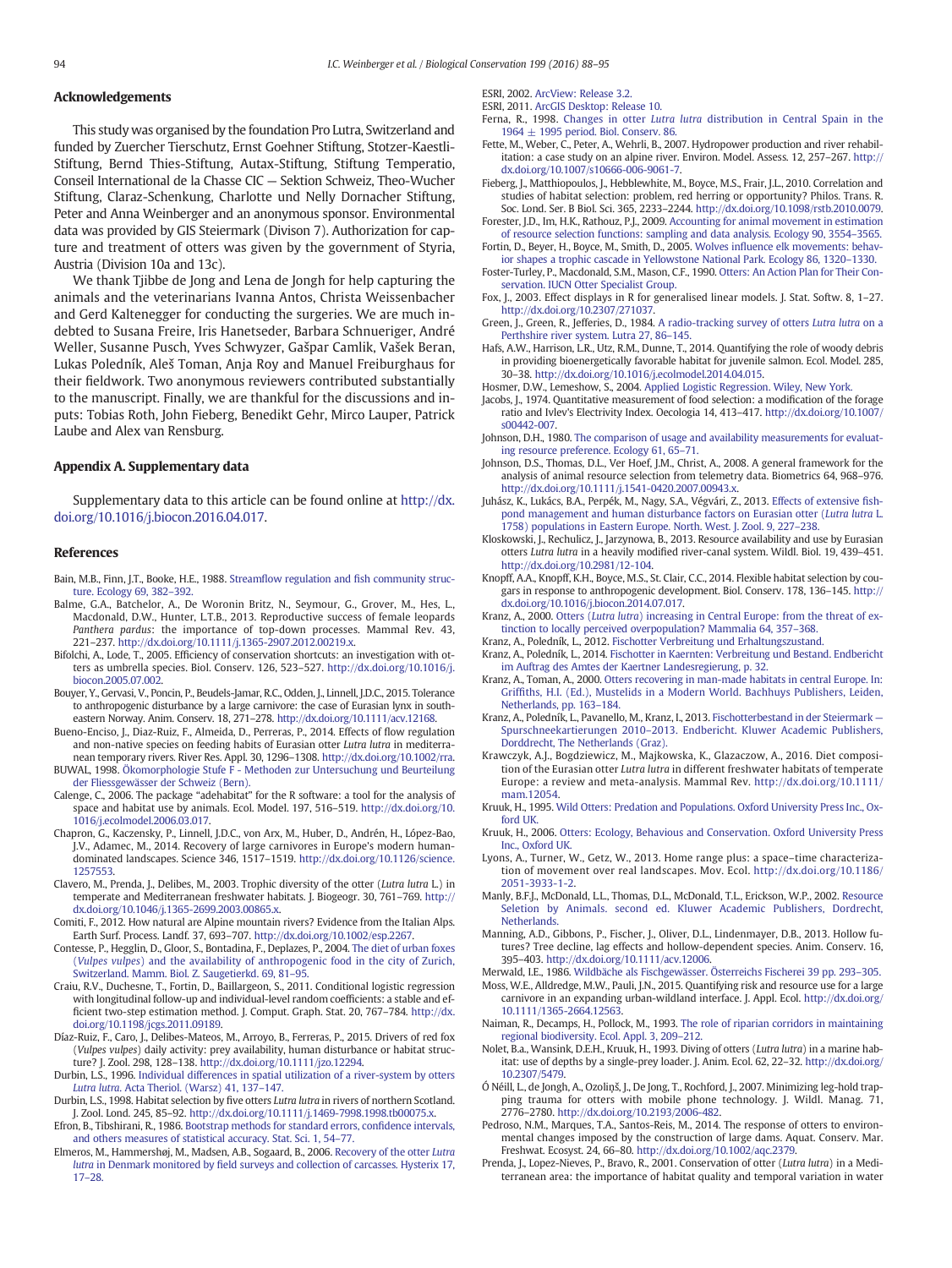## Acknowledgements

This study was organised by the foundation Pro Lutra, Switzerland and funded by Zuercher Tierschutz, Ernst Goehner Stiftung, Stotzer-Kaestli-Stiftung, Bernd Thies-Stiftung, Autax-Stiftung, Stiftung Temperatio, Conseil International de la Chasse CIC — Sektion Schweiz, Theo-Wucher Stiftung, Claraz-Schenkung, Charlotte und Nelly Dornacher Stiftung, Peter and Anna Weinberger and an anonymous sponsor. Environmental data was provided by GIS Steiermark (Divison 7). Authorization for capture and treatment of otters was given by the government of Styria, Austria (Division 10a and 13c).

We thank Tjibbe de Jong and Lena de Jongh for help capturing the animals and the veterinarians Ivanna Antos, Christa Weissenbacher and Gerd Kaltenegger for conducting the surgeries. We are much indebted to Susana Freire, Iris Hanetseder, Barbara Schnueriger, André Weller, Susanne Pusch, Yves Schwyzer, Gašpar Camlik, Vašek Beran, Lukas Poledník, Aleš Toman, Anja Roy and Manuel Freiburghaus for their fieldwork. Two anonymous reviewers contributed substantially to the manuscript. Finally, we are thankful for the discussions and inputs: Tobias Roth, John Fieberg, Benedikt Gehr, Mirco Lauper, Patrick Laube and Alex van Rensburg.

## Appendix A. Supplementary data

Supplementary data to this article can be found online at http://dx.doi.org/10.1016/j.biocon.2016.04.017.

## References

Bain, M.B., Finn, J.T., Booke, H.E., 1988. Streamflow regulation and fish community structure. Ecology 69, 382–392.

Balme, G.A., Batchelor, A., De Woronin Britz, N., Seymour, G., Grover, M., Hes, L., Macdonald, D.W., Hunter, L.T.B., 2013. Reproductive success of female leopards *Panthera pardus*: the importance of top-down processes. Mammal Rev. 43, 221–237. http://dx.doi.org/10.1111/j.1365-2907.2012.00219.x.

Bifolchi, A., Lode, T., 2005. Efficiency of conservation shortcuts: an investigation with otters as umbrella species. Biol. Conserv. 126, 523–527. http://dx.doi.org/10.1016/j.biocon.2005.07.002.

Bouyer, Y., Gervasi, V., Poncin, P., Beudels-Jamar, R.C., Odden, J., Linnell, J.D.C., 2015. Tolerance to anthropogenic disturbance by a large carnivore: the case of Eurasian lynx in south-eastern Norway. Anim. Conserv. 18, 271–278. http://dx.doi.org/10.1111/acv.12168.

Bueno-Enciso, J., Diaz-Ruiz, F., Almeida, D., Perreras, P., 2014. Effects of flow regulation and non-native species on feeding habits of Eurasian otter *Lutra lutra* in mediterranean temporary rivers. River Res. Appl. 30, 1296–1308. http://dx.doi.org/10.1002/rra.

BUWAL, 1998. Ökomorphologie Stufe F - Methoden zur Untersuchung und Beurteilung der Fliessgewässer der Schweiz (Bern).

Calenge, C., 2006. The package "adehabitat" for the R software: a tool for the analysis of space and habitat use by animals. Ecol. Model. 197, 516–519. http://dx.doi.org/10.1016/j.ecolmodel.2006.03.017.

Chapron, G., Kaczensky, P., Linnell, J.D.C., von Arx, M., Huber, D., Andrén, H., López-Bao, J.V., Adamec, M., 2014. Recovery of large carnivores in Europe's modern human-dominated landscapes. Science 346, 1517–1519. http://dx.doi.org/10.1126/science.1257553.

Clavero, M., Prenda, J., Delibes, M., 2003. Trophic diversity of the otter (*Lutra lutra* L.) in temperate and Mediterranean freshwater habitats. J. Biogeogr. 30, 761–769. http://dx.doi.org/10.1046/j.1365-2699.2003.00865.x.

Comiti, F., 2012. How natural are Alpine mountain rivers? Evidence from the Italian Alps. Earth Surf. Process. Landf. 37, 693–707. http://dx.doi.org/10.1002/esp.2267.

Contesse, P., Hegglin, D., Gloor, S., Bontadina, F., Deplazes, P., 2004. The diet of urban foxes (*Vulpes vulpes*) and the availability of anthropogenic food in the city of Zurich, Switzerland. Mamm. Biol. Z. Saugetierkd. 69, 81–95.

Craiu, R.V., Duchesne, T., Fortin, D., Baillargeon, S., 2011. Conditional logistic regression with longitudinal follow-up and individual-level random coefficients: a stable and efficient two-step estimation method. J. Comput. Graph. Stat. 20, 767–784. http://dx.doi.org/10.1198/jcgs.2011.09189.

Díaz-Ruiz, F., Caro, J., Delibes-Mateos, M., Arroyo, B., Ferreras, P., 2015. Drivers of red fox (*Vulpes vulpes*) daily activity: prey availability, human disturbance or habitat structure? J. Zool. 298, 128–138. http://dx.doi.org/10.1111/jzo.12294.

Durbin, L.S., 1996. Individual differences in spatial utilization of a river-system by otters *Lutra lutra*. Acta Theriol. (Warsz) 41, 137–147.

Durbin, L.S., 1998. Habitat selection by five otters *Lutra lutra* in rivers of northern Scotland. J. Zool. Lond. 245, 85–92. http://dx.doi.org/10.1111/j.1469-7998.1998.tb00075.x.

Efron, B., Tibshirani, R., 1986. Bootstrap methods for standard errors, confidence intervals, and others measures of statistical accuracy. Stat. Sci. 1, 54–77.

Elmeros, M., Hammershøj, M., Madsen, A.B., Sogaard, B., 2006. Recovery of the otter *Lutra lutra* in Denmark monitored by field surveys and collection of carcasses. Hysterix 17, 17–28.

ESRI, 2002. ArcView: Release 3.2.

ESRI, 2011. ArcGIS Desktop: Release 10.

Ferna, R., 1998. Changes in otter *Lutra lutra* distribution in Central Spain in the 1964 ± 1995 period. Biol. Conserv. 86.

Fette, M., Weber, C., Peter, A., Wehrli, B., 2007. Hydropower production and river rehabilitation: a case study on an alpine river. Environ. Model. Assess. 12, 257–267. http://dx.doi.org/10.1007/s10666-006-9061-7.

Fieberg, J., Matthiopoulos, J., Hebblewhite, M., Boyce, M.S., Frair, J.L., 2010. Correlation and studies of habitat selection: problem, red herring or opportunity? Philos. Trans. R. Soc. Lond. Ser. B Biol. Sci. 365, 2233–2244. http://dx.doi.org/10.1098/rstb.2010.0079.

Forester, J.D., Im, H.K., Rathouz, P.J., 2009. Accounting for animal movement in estimation of resource selection functions: sampling and data analysis. Ecology 90, 3554–3565.

Fortin, D., Beyer, H., Boyce, M., Smith, D., 2005. Wolves influence elk movements: behavior shapes a trophic cascade in Yellowstone National Park. Ecology 86, 1320–1330.

Foster-Turley, P., Macdonald, S.M., Mason, C.F., 1990. Otters: An Action Plan for Their Conservation. IUCN Otter Specialist Group.

Fox, J., 2003. Effect displays in R for generalised linear models. J. Stat. Softw. 8, 1–27. http://dx.doi.org/10.2307/271037.

Green, J., Green, R., Jefferies, D., 1984. A radio-tracking survey of otters *Lutra lutra* on a Perthshire river system. Lutra 27, 86–145.

Hafs, A.W., Harrison, L.R., Utz, R.M., Dunne, T., 2014. Quantifying the role of woody debris in providing bioenergetically favorable habitat for juvenile salmon. Ecol. Model. 285, 30–38. http://dx.doi.org/10.1016/j.ecolmodel.2014.04.015.

Hosmer, D.W., Lemeshow, S., 2004. Applied Logistic Regression. Wiley, New York.

Jacobs, J., 1974. Quantitative measurement of food selection: a modification of the forage ratio and Ivlev's Electrivity Index. Oecologia 14, 413–417. http://dx.doi.org/10.1007/s00442-007.

Johnson, D.H., 1980. The comparison of usage and availability measurements for evaluating resource preference. Ecology 61, 65–71.

Johnson, D.S., Thomas, D.L., Ver Hoef, J.M., Christ, A., 2008. A general framework for the analysis of animal resource selection from telemetry data. Biometrics 64, 968–976. http://dx.doi.org/10.1111/j.1541-0420.2007.00943.x.

Juhász, K., Lukács, B.A., Perpék, M., Nagy, S.A., Végvári, Z., 2013. Effects of extensive fishpond management and human disturbance factors on Eurasian otter (*Lutra lutra* L. 1758) populations in Eastern Europe. North. West. J. Zool. 9, 227–238.

Kloskowski, J., Rechulicz, J., Jarzynowa, B., 2013. Resource availability and use by Eurasian otters *Lutra lutra* in a heavily modified river-canal system. Wildl. Biol. 19, 439–451. http://dx.doi.org/10.2981/12-104.

Knopff, A.A., Knopff, K.H., Boyce, M.S., St. Clair, C.C., 2014. Flexible habitat selection by cougars in response to anthropogenic development. Biol. Conserv. 178, 136–145. http://dx.doi.org/10.1016/j.biocon.2014.07.017.

Kranz, A., 2000. Otters (*Lutra lutra*) increasing in Central Europe: from the threat of extinction to locally perceived overpopulation? Mammalia 64, 357–368.

Kranz, A., Poledník, L., 2012. Fischotter Verbreitung und Erhaltungszustand.

Kranz, A., Poledník, L., 2014. Fischotter in Kaernten: Verbreitung und Bestand. Endbericht im Auftrag des Amtes der Kaertner Landesregierung, p. 32.

Kranz, A., Toman, A., 2000. Otters recovering in man-made habitats in central Europe. In: Griffiths, H.I. (Ed.), Mustelids in a Modern World. Bachhuys Publishers, Leiden, Netherlands, pp. 163–184.

Kranz, A., Poledník, L., Pavanello, M., Kranz, I., 2013. Fischotterbestand in der Steiermark — Spurschneekartierungen 2010–2013. Endbericht. Kluwer Academic Publishers, Dorddrecht, The Netherlands (Graz).

Krawczyk, A.J., Bogdziewicz, M., Majkowska, K., Glazaczow, A., 2016. Diet composition of the Eurasian otter *Lutra lutra* in different freshwater habitats of temperate Europe: a review and meta-analysis. Mammal Rev. http://dx.doi.org/10.1111/mam.12054.

Kruuk, H., 1995. Wild Otters: Predation and Populations. Oxford University Press Inc., Oxford UK.

Kruuk, H., 2006. Otters: Ecology, Behavious and Conservation. Oxford University Press Inc., Oxford UK.

Lyons, A., Turner, W., Getz, W., 2013. Home range plus: a space–time characterization of movement over real landscapes. Mov. Ecol. http://dx.doi.org/10.1186/2051-3933-1-2.

Manly, B.F.J., McDonald, L.L., Thomas, D.L., McDonald, T.L., Erickson, W.P., 2002. Resource Selection by Animals. second ed. Kluwer Academic Publishers, Dordrecht, Netherlands.

Manning, A.D., Gibbons, P., Fischer, J., Oliver, D.L., Lindenmayer, D.B., 2013. Hollow futures? Tree decline, lag effects and hollow-dependent species. Anim. Conserv. 16, 395–403. http://dx.doi.org/10.1111/acv.12006.

Merwald, I.E., 1986. Wildbäche als Fischgewässer. Österreichs Fischerei 39 pp. 293–305.

Moss, W.E., Alldredge, M.W., Pauli, J.N., 2015. Quantifying risk and resource use for a large carnivore in an expanding urban-wildland interface. J. Appl. Ecol. http://dx.doi.org/10.1111/1365-2664.12563.

Naiman, R., Decamps, H., Pollock, M., 1993. The role of riparian corridors in maintaining regional biodiversity. Ecol. Appl. 3, 209–212.

Nolet, B.A., Wansink, D.E.H., Kruuk, H., 1993. Diving of otters (*Lutra lutra*) in a marine habitat: use of depths by a single-prey loader. J. Anim. Ecol. 62, 22–32. http://dx.doi.org/10.2307/5479.

Ó Néill, L., de Jongh, A., Ozoliņš, J., De Jong, T., Rochford, J., 2007. Minimizing leg-hold trapping trauma for otters with mobile phone technology. J. Wildl. Manag. 71, 2776–2780. http://dx.doi.org/10.2193/2006-482.

Pedroso, N.M., Marques, T.A., Santos-Reis, M., 2014. The response of otters to environmental changes imposed by the construction of large dams. Aquat. Conserv. Mar. Freshwat. Ecosyst. 24, 66–80. http://dx.doi.org/10.1002/aqc.2379.

Prenda, J., Lopez-Nieves, P., Bravo, R., 2001. Conservation of otter (*Lutra lutra*) in a Mediterranean area: the importance of habitat quality and temporal variation in water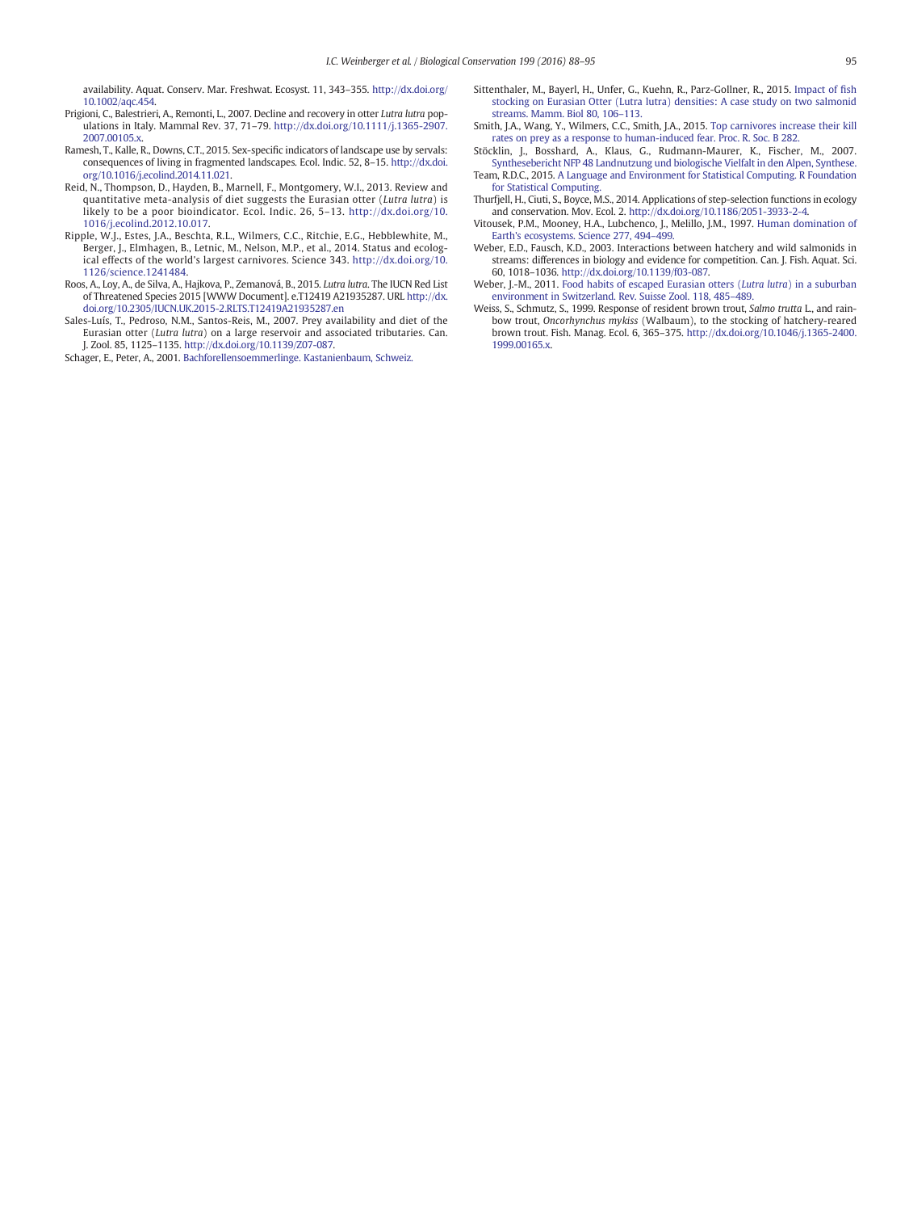availability. Aquat. Conserv. Mar. Freshwat. Ecosyst. 11, 343–355. http://dx.doi.org/10.1002/aqc.454.

Prigioni, C., Balestrieri, A., Remonti, L., 2007. Decline and recovery in otter *Lutra lutra* populations in Italy. Mammal Rev. 37, 71–79. http://dx.doi.org/10.1111/j.1365-2907.2007.00105.x.

Ramesh, T., Kalle, R., Downs, C.T., 2015. Sex-specific indicators of landscape use by servals: consequences of living in fragmented landscapes. Ecol. Indic. 52, 8–15. http://dx.doi.org/10.1016/j.ecolind.2014.11.021.

Reid, N., Thompson, D., Hayden, B., Marnell, F., Montgomery, W.I., 2013. Review and quantitative meta-analysis of diet suggests the Eurasian otter (*Lutra lutra*) is likely to be a poor bioindicator. Ecol. Indic. 26, 5–13. http://dx.doi.org/10.1016/j.ecolind.2012.10.017.

Ripple, W.J., Estes, J.A., Beschta, R.L., Wilmers, C.C., Ritchie, E.G., Hebblewhite, M., Berger, J., Elmhagen, B., Letnic, M., Nelson, M.P., et al., 2014. Status and ecological effects of the world's largest carnivores. Science 343. http://dx.doi.org/10.1126/science.1241484.

Roos, A., Loy, A., de Silva, A., Hajkova, P., Zemanová, B., 2015. *Lutra lutra*. The IUCN Red List of Threatened Species 2015 [WWW Document]. e.T12419 A21935287. URL http://dx.doi.org/10.2305/IUCN.UK.2015-2.RLTS.T12419A21935287.en

Sales-Luís, T., Pedroso, N.M., Santos-Reis, M., 2007. Prey availability and diet of the Eurasian otter (*Lutra lutra*) on a large reservoir and associated tributaries. Can. J. Zool. 85, 1125–1135. http://dx.doi.org/10.1139/Z07-087.

Schager, E., Peter, A., 2001. Bachforellensoemmerlinge. Kastanienbaum, Schweiz.

Sittenthaler, M., Bayerl, H., Unfer, G., Kuehn, R., Parz-Gollner, R., 2015. Impact of fish stocking on Eurasian Otter (Lutra lutra) densities: A case study on two salmonid streams. Mamm. Biol 80, 106–113.

Smith, J.A., Wang, Y., Wilmers, C.C., Smith, J.A., 2015. Top carnivores increase their kill rates on prey as a response to human-induced fear. Proc. R. Soc. B 282.

Stöcklin, J., Bosshard, A., Klaus, G., Rudmann-Maurer, K., Fischer, M., 2007. Synthesebericht NFP 48 Landnutzung und biologische Vielfalt in den Alpen, Synthese.

Team, R.D.C., 2015. A Language and Environment for Statistical Computing. R Foundation for Statistical Computing.

Thurfjell, H., Ciuti, S., Boyce, M.S., 2014. Applications of step-selection functions in ecology and conservation. Mov. Ecol. 2. http://dx.doi.org/10.1186/2051-3933-2-4.

Vitousek, P.M., Mooney, H.A., Lubchenco, J., Melillo, J.M., 1997. Human domination of Earth's ecosystems. Science 277, 494–499.

Weber, E.D., Fausch, K.D., 2003. Interactions between hatchery and wild salmonids in streams: differences in biology and evidence for competition. Can. J. Fish. Aquat. Sci. 60, 1018–1036. http://dx.doi.org/10.1139/f03-087.

Weber, J.-M., 2011. Food habits of escaped Eurasian otters (*Lutra lutra*) in a suburban environment in Switzerland. Rev. Suisse Zool. 118, 485–489.

Weiss, S., Schmutz, S., 1999. Response of resident brown trout, *Salmo trutta* L., and rainbow trout, *Oncorhynchus mykiss* (Walbaum), to the stocking of hatchery-reared brown trout. Fish. Manag. Ecol. 6, 365–375. http://dx.doi.org/10.1046/j.1365-2400.1999.00165.x.